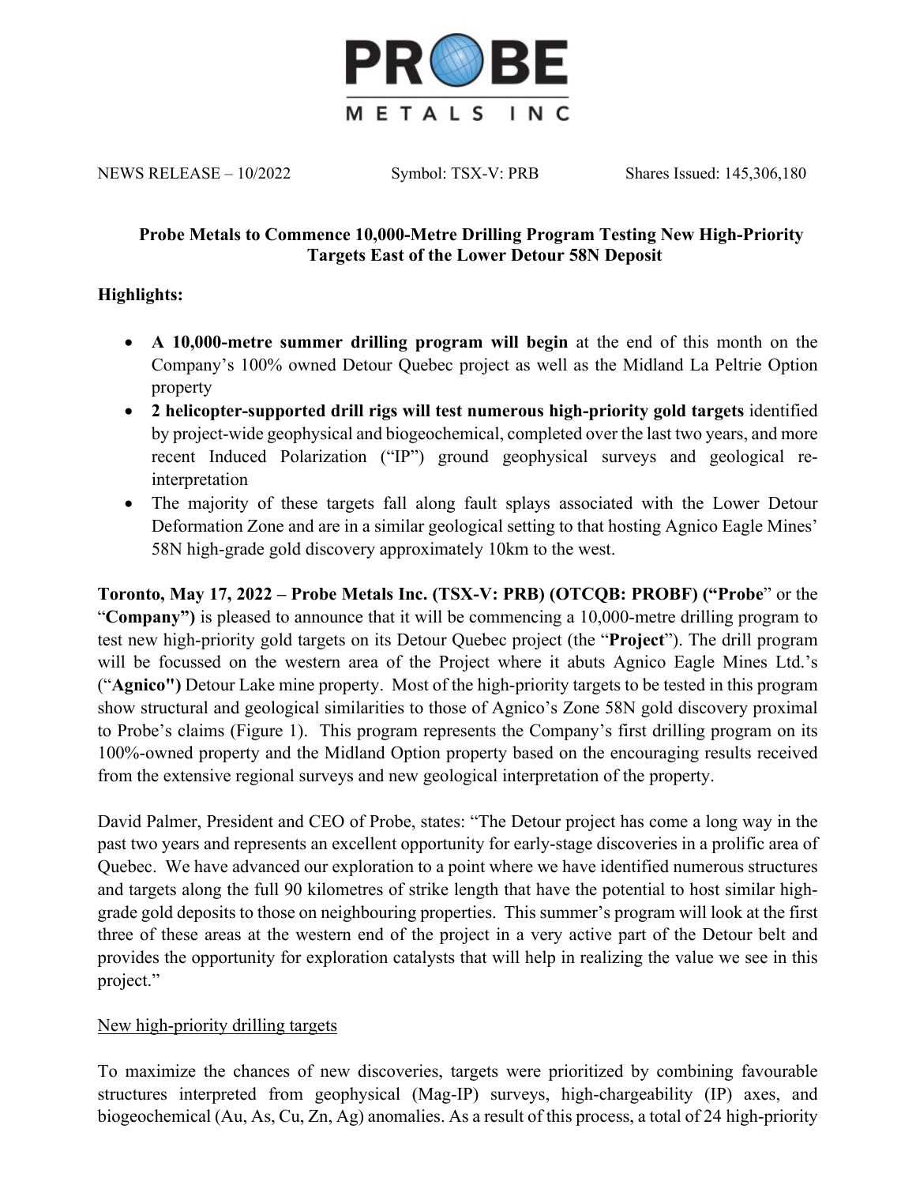**PROBE METALS INC**

NEWS RELEASE – 10/2022 Symbol: TSX-V: PRB Shares Issued: 145,306,180

## Probe Metals to Commence 10,000-Metre Drilling Program Testing New High-Priority Targets East of the Lower Detour 58N Deposit

**Highlights:**

- **A 10,000-metre summer drilling program will begin** at the end of this month on the Company's 100% owned Detour Quebec project as well as the Midland La Peltrie Option property
- **2 helicopter-supported drill rigs will test numerous high-priority gold targets** identified by project-wide geophysical and biogeochemical, completed over the last two years, and more recent Induced Polarization ("IP") ground geophysical surveys and geological re-interpretation
- The majority of these targets fall along fault splays associated with the Lower Detour Deformation Zone and are in a similar geological setting to that hosting Agnico Eagle Mines' 58N high-grade gold discovery approximately 10km to the west.

**Toronto, May 17, 2022 – Probe Metals Inc. (TSX-V: PRB) (OTCQB: PROBF) ("Probe" or the "Company")** is pleased to announce that it will be commencing a 10,000-metre drilling program to test new high-priority gold targets on its Detour Quebec project (the "**Project**"). The drill program will be focussed on the western area of the Project where it abuts Agnico Eagle Mines Ltd.'s ("**Agnico")** Detour Lake mine property. Most of the high-priority targets to be tested in this program show structural and geological similarities to those of Agnico's Zone 58N gold discovery proximal to Probe's claims (Figure 1). This program represents the Company's first drilling program on its 100%-owned property and the Midland Option property based on the encouraging results received from the extensive regional surveys and new geological interpretation of the property.

David Palmer, President and CEO of Probe, states: "The Detour project has come a long way in the past two years and represents an excellent opportunity for early-stage discoveries in a prolific area of Quebec. We have advanced our exploration to a point where we have identified numerous structures and targets along the full 90 kilometres of strike length that have the potential to host similar high-grade gold deposits to those on neighbouring properties. This summer's program will look at the first three of these areas at the western end of the project in a very active part of the Detour belt and provides the opportunity for exploration catalysts that will help in realizing the value we see in this project."

New high-priority drilling targets

To maximize the chances of new discoveries, targets were prioritized by combining favourable structures interpreted from geophysical (Mag-IP) surveys, high-chargeability (IP) axes, and biogeochemical (Au, As, Cu, Zn, Ag) anomalies. As a result of this process, a total of 24 high-priority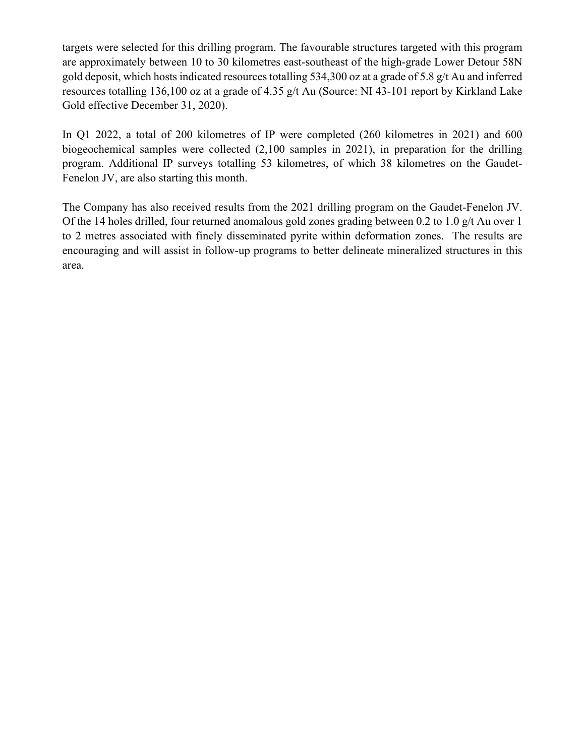targets were selected for this drilling program. The favourable structures targeted with this program are approximately between 10 to 30 kilometres east-southeast of the high-grade Lower Detour 58N gold deposit, which hosts indicated resources totalling 534,300 oz at a grade of 5.8 g/t Au and inferred resources totalling 136,100 oz at a grade of 4.35 g/t Au (Source: NI 43-101 report by Kirkland Lake Gold effective December 31, 2020).

In Q1 2022, a total of 200 kilometres of IP were completed (260 kilometres in 2021) and 600 biogeochemical samples were collected (2,100 samples in 2021), in preparation for the drilling program. Additional IP surveys totalling 53 kilometres, of which 38 kilometres on the Gaudet-Fenelon JV, are also starting this month.

The Company has also received results from the 2021 drilling program on the Gaudet-Fenelon JV. Of the 14 holes drilled, four returned anomalous gold zones grading between 0.2 to 1.0 g/t Au over 1 to 2 metres associated with finely disseminated pyrite within deformation zones. The results are encouraging and will assist in follow-up programs to better delineate mineralized structures in this area.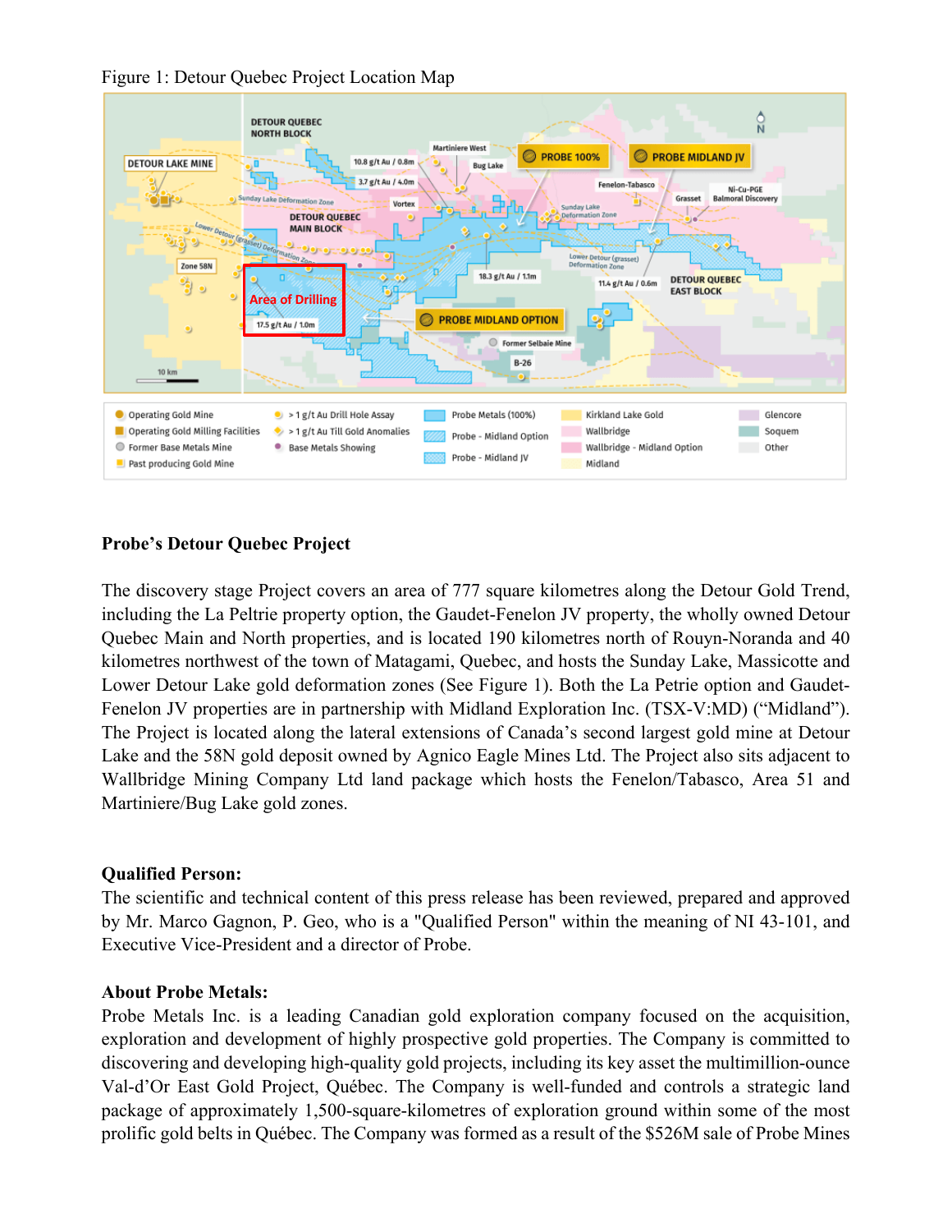Figure 1: Detour Quebec Project Location Map

**Probe's Detour Quebec Project**

The discovery stage Project covers an area of 777 square kilometres along the Detour Gold Trend, including the La Peltrie property option, the Gaudet-Fenelon JV property, the wholly owned Detour Quebec Main and North properties, and is located 190 kilometres north of Rouyn-Noranda and 40 kilometres northwest of the town of Matagami, Quebec, and hosts the Sunday Lake, Massicotte and Lower Detour Lake gold deformation zones (See Figure 1). Both the La Petrie option and Gaudet-Fenelon JV properties are in partnership with Midland Exploration Inc. (TSX-V:MD) ("Midland"). The Project is located along the lateral extensions of Canada's second largest gold mine at Detour Lake and the 58N gold deposit owned by Agnico Eagle Mines Ltd. The Project also sits adjacent to Wallbridge Mining Company Ltd land package which hosts the Fenelon/Tabasco, Area 51 and Martiniere/Bug Lake gold zones.

**Qualified Person:**

The scientific and technical content of this press release has been reviewed, prepared and approved by Mr. Marco Gagnon, P. Geo, who is a "Qualified Person" within the meaning of NI 43-101, and Executive Vice-President and a director of Probe.

**About Probe Metals:**

Probe Metals Inc. is a leading Canadian gold exploration company focused on the acquisition, exploration and development of highly prospective gold properties. The Company is committed to discovering and developing high-quality gold projects, including its key asset the multimillion-ounce Val-d'Or East Gold Project, Québec. The Company is well-funded and controls a strategic land package of approximately 1,500-square-kilometres of exploration ground within some of the most prolific gold belts in Québec. The Company was formed as a result of the $526M sale of Probe Mines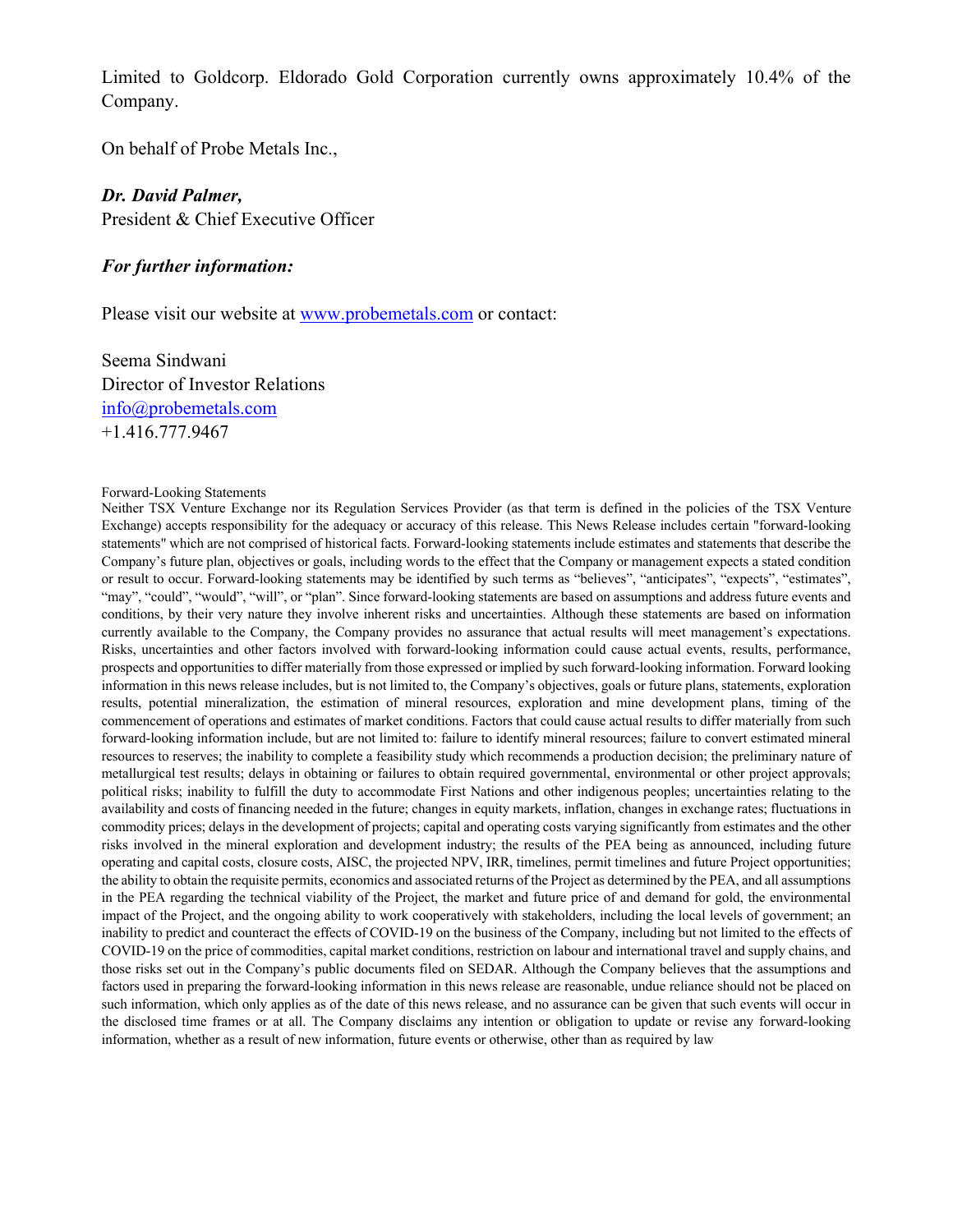Limited to Goldcorp. Eldorado Gold Corporation currently owns approximately 10.4% of the Company.

On behalf of Probe Metals Inc.,

***Dr. David Palmer,***
President & Chief Executive Officer

***For further information:***

Please visit our website at www.probemetals.com or contact:

Seema Sindwani
Director of Investor Relations
info@probemetals.com
+1.416.777.9467

Forward-Looking Statements

Neither TSX Venture Exchange nor its Regulation Services Provider (as that term is defined in the policies of the TSX Venture Exchange) accepts responsibility for the adequacy or accuracy of this release. This News Release includes certain "forward-looking statements" which are not comprised of historical facts. Forward-looking statements include estimates and statements that describe the Company's future plan, objectives or goals, including words to the effect that the Company or management expects a stated condition or result to occur. Forward-looking statements may be identified by such terms as "believes", "anticipates", "expects", "estimates", "may", "could", "would", "will", or "plan". Since forward-looking statements are based on assumptions and address future events and conditions, by their very nature they involve inherent risks and uncertainties. Although these statements are based on information currently available to the Company, the Company provides no assurance that actual results will meet management's expectations. Risks, uncertainties and other factors involved with forward-looking information could cause actual events, results, performance, prospects and opportunities to differ materially from those expressed or implied by such forward-looking information. Forward looking information in this news release includes, but is not limited to, the Company's objectives, goals or future plans, statements, exploration results, potential mineralization, the estimation of mineral resources, exploration and mine development plans, timing of the commencement of operations and estimates of market conditions. Factors that could cause actual results to differ materially from such forward-looking information include, but are not limited to: failure to identify mineral resources; failure to convert estimated mineral resources to reserves; the inability to complete a feasibility study which recommends a production decision; the preliminary nature of metallurgical test results; delays in obtaining or failures to obtain required governmental, environmental or other project approvals; political risks; inability to fulfill the duty to accommodate First Nations and other indigenous peoples; uncertainties relating to the availability and costs of financing needed in the future; changes in equity markets, inflation, changes in exchange rates; fluctuations in commodity prices; delays in the development of projects; capital and operating costs varying significantly from estimates and the other risks involved in the mineral exploration and development industry; the results of the PEA being as announced, including future operating and capital costs, closure costs, AISC, the projected NPV, IRR, timelines, permit timelines and future Project opportunities; the ability to obtain the requisite permits, economics and associated returns of the Project as determined by the PEA, and all assumptions in the PEA regarding the technical viability of the Project, the market and future price of and demand for gold, the environmental impact of the Project, and the ongoing ability to work cooperatively with stakeholders, including the local levels of government; an inability to predict and counteract the effects of COVID-19 on the business of the Company, including but not limited to the effects of COVID-19 on the price of commodities, capital market conditions, restriction on labour and international travel and supply chains, and those risks set out in the Company's public documents filed on SEDAR. Although the Company believes that the assumptions and factors used in preparing the forward-looking information in this news release are reasonable, undue reliance should not be placed on such information, which only applies as of the date of this news release, and no assurance can be given that such events will occur in the disclosed time frames or at all. The Company disclaims any intention or obligation to update or revise any forward-looking information, whether as a result of new information, future events or otherwise, other than as required by law